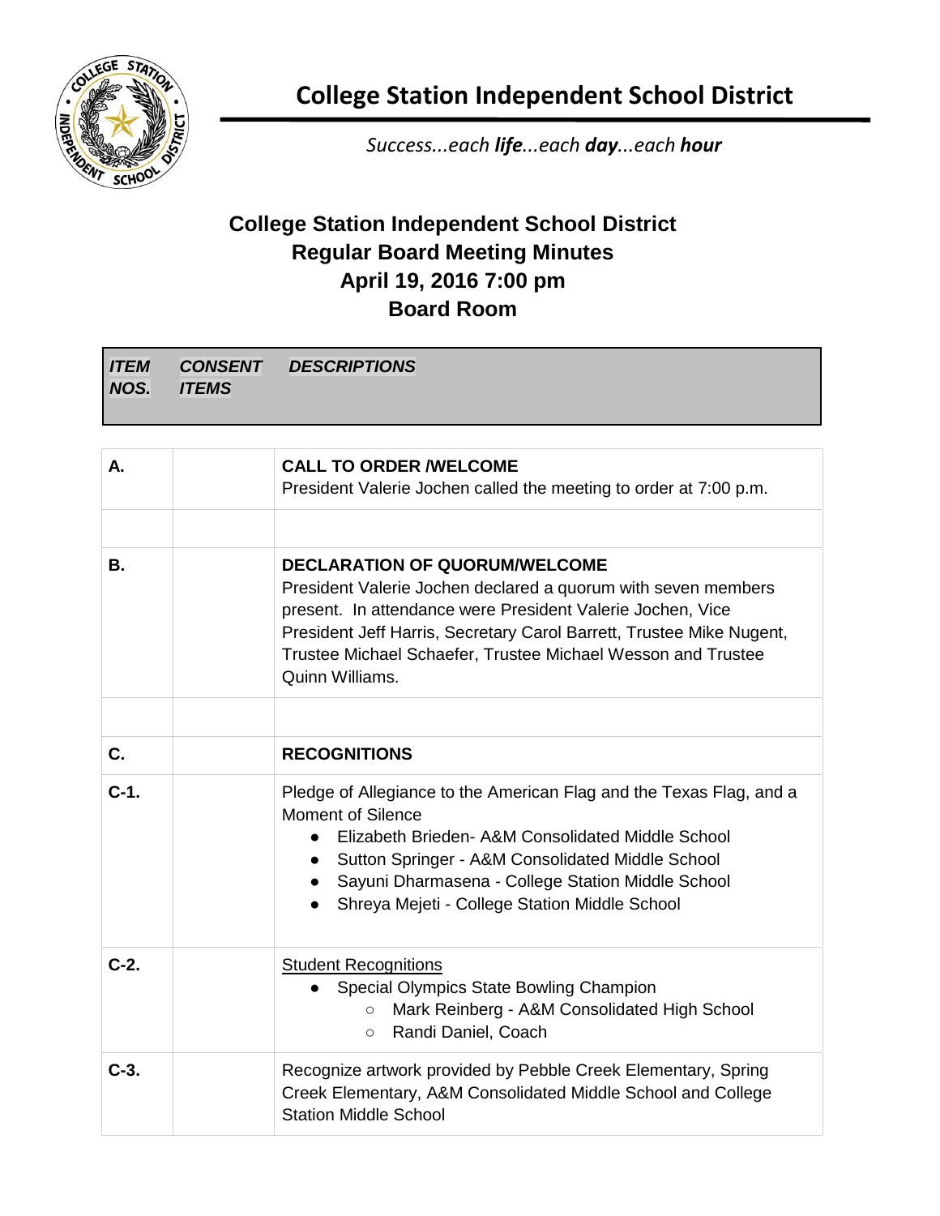# College Station Independent School District

*Success...each **life**...each **day**...each **hour***

## College Station Independent School District
## Regular Board Meeting Minutes
## April 19, 2016 7:00 pm
## Board Room

| *ITEM NOS.* | *CONSENT ITEMS* | *DESCRIPTIONS* |
|---|---|---|
| **A.** | | **CALL TO ORDER /WELCOME**<br>President Valerie Jochen called the meeting to order at 7:00 p.m. |
| | | |
| **B.** | | **DECLARATION OF QUORUM/WELCOME**<br>President Valerie Jochen declared a quorum with seven members present. In attendance were President Valerie Jochen, Vice President Jeff Harris, Secretary Carol Barrett, Trustee Mike Nugent, Trustee Michael Schaefer, Trustee Michael Wesson and Trustee Quinn Williams. |
| | | |
| **C.** | | **RECOGNITIONS** |
| **C-1.** | | Pledge of Allegiance to the American Flag and the Texas Flag, and a Moment of Silence<br>• Elizabeth Brieden- A&M Consolidated Middle School<br>• Sutton Springer - A&M Consolidated Middle School<br>• Sayuni Dharmasena - College Station Middle School<br>• Shreya Mejeti - College Station Middle School |
| **C-2.** | | Student Recognitions<br>• Special Olympics State Bowling Champion<br>  ○ Mark Reinberg - A&M Consolidated High School<br>  ○ Randi Daniel, Coach |
| **C-3.** | | Recognize artwork provided by Pebble Creek Elementary, Spring Creek Elementary, A&M Consolidated Middle School and College Station Middle School |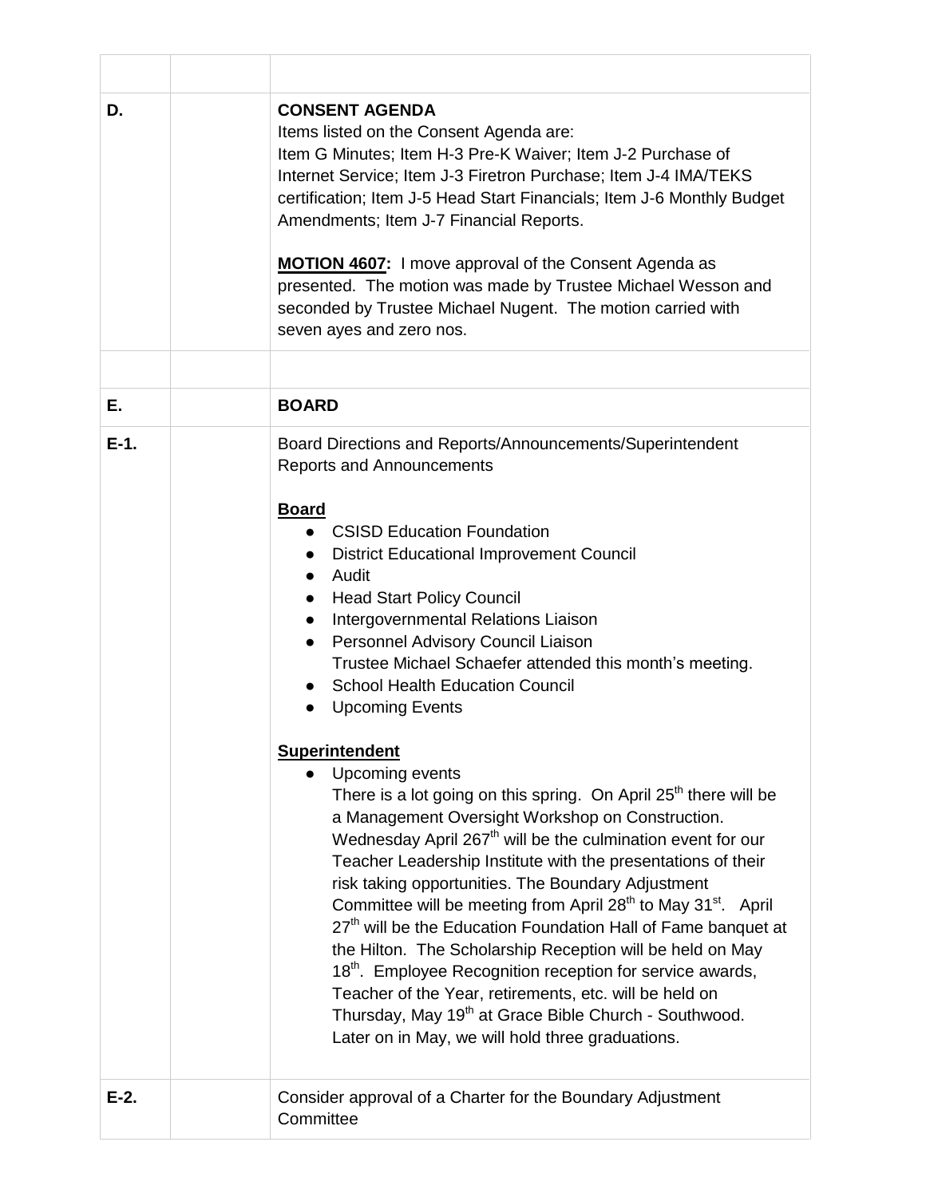| | | |
|---|---|---|
| | | |
| D. | | **CONSENT AGENDA**<br>Items listed on the Consent Agenda are:<br>Item G Minutes; Item H-3 Pre-K Waiver; Item J-2 Purchase of Internet Service; Item J-3 Firetron Purchase; Item J-4 IMA/TEKS certification; Item J-5 Head Start Financials; Item J-6 Monthly Budget Amendments; Item J-7 Financial Reports.<br><br>**MOTION 4607:** I move approval of the Consent Agenda as presented. The motion was made by Trustee Michael Wesson and seconded by Trustee Michael Nugent. The motion carried with seven ayes and zero nos. |
| | | |
| E. | | **BOARD** |
| E-1. | | Board Directions and Reports/Announcements/Superintendent Reports and Announcements<br><br>**Board**<br>● CSISD Education Foundation<br>● District Educational Improvement Council<br>● Audit<br>● Head Start Policy Council<br>● Intergovernmental Relations Liaison<br>● Personnel Advisory Council Liaison<br>Trustee Michael Schaefer attended this month's meeting.<br>● School Health Education Council<br>● Upcoming Events<br><br>**Superintendent**<br>● Upcoming events<br>There is a lot going on this spring. On April 25th there will be a Management Oversight Workshop on Construction. Wednesday April 267th will be the culmination event for our Teacher Leadership Institute with the presentations of their risk taking opportunities. The Boundary Adjustment Committee will be meeting from April 28th to May 31st. April 27th will be the Education Foundation Hall of Fame banquet at the Hilton. The Scholarship Reception will be held on May 18th. Employee Recognition reception for service awards, Teacher of the Year, retirements, etc. will be held on Thursday, May 19th at Grace Bible Church - Southwood. Later on in May, we will hold three graduations. |
| E-2. | | Consider approval of a Charter for the Boundary Adjustment Committee |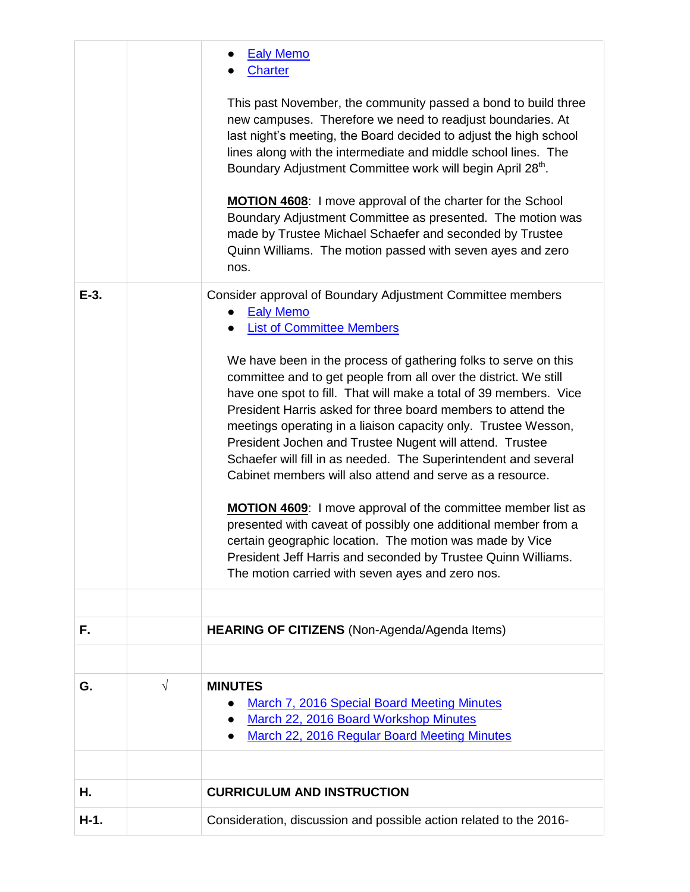| | | |
|---|---|---|
| | | - Ealy Memo<br>- Charter<br><br>This past November, the community passed a bond to build three new campuses. Therefore we need to readjust boundaries. At last night's meeting, the Board decided to adjust the high school lines along with the intermediate and middle school lines. The Boundary Adjustment Committee work will begin April 28th.<br><br>**MOTION 4608**: I move approval of the charter for the School Boundary Adjustment Committee as presented. The motion was made by Trustee Michael Schaefer and seconded by Trustee Quinn Williams. The motion passed with seven ayes and zero nos. |
| **E-3.** | | Consider approval of Boundary Adjustment Committee members<br>- Ealy Memo<br>- List of Committee Members<br><br>We have been in the process of gathering folks to serve on this committee and to get people from all over the district. We still have one spot to fill. That will make a total of 39 members. Vice President Harris asked for three board members to attend the meetings operating in a liaison capacity only. Trustee Wesson, President Jochen and Trustee Nugent will attend. Trustee Schaefer will fill in as needed. The Superintendent and several Cabinet members will also attend and serve as a resource.<br><br>**MOTION 4609**: I move approval of the committee member list as presented with caveat of possibly one additional member from a certain geographic location. The motion was made by Vice President Jeff Harris and seconded by Trustee Quinn Williams. The motion carried with seven ayes and zero nos. |
| | | |
| **F.** | | **HEARING OF CITIZENS** (Non-Agenda/Agenda Items) |
| | | |
| **G.** | √ | **MINUTES**<br>- March 7, 2016 Special Board Meeting Minutes<br>- March 22, 2016 Board Workshop Minutes<br>- March 22, 2016 Regular Board Meeting Minutes |
| | | |
| **H.** | | **CURRICULUM AND INSTRUCTION** |
| **H-1.** | | Consideration, discussion and possible action related to the 2016- |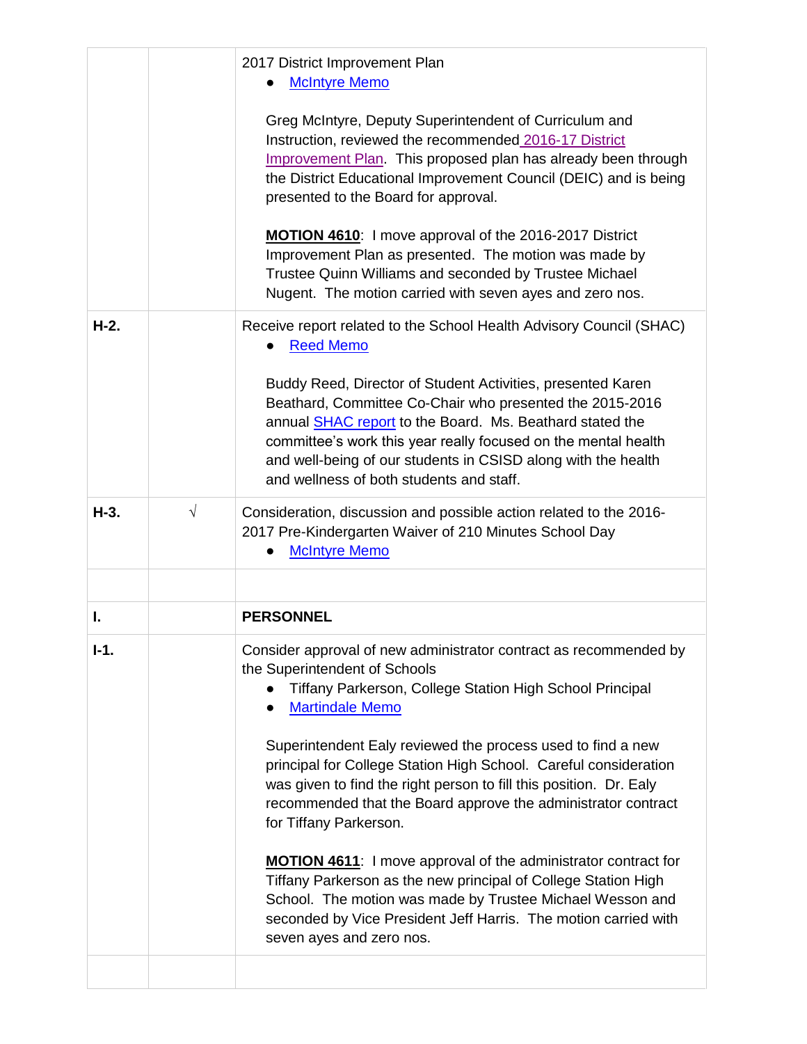| | | |
|---|---|---|
| | | 2017 District Improvement Plan<br>● McIntyre Memo<br><br>Greg McIntyre, Deputy Superintendent of Curriculum and Instruction, reviewed the recommended 2016-17 District Improvement Plan. This proposed plan has already been through the District Educational Improvement Council (DEIC) and is being presented to the Board for approval.<br><br>**MOTION 4610**: I move approval of the 2016-2017 District Improvement Plan as presented. The motion was made by Trustee Quinn Williams and seconded by Trustee Michael Nugent. The motion carried with seven ayes and zero nos. |
| **H-2.** | | Receive report related to the School Health Advisory Council (SHAC)<br>● Reed Memo<br><br>Buddy Reed, Director of Student Activities, presented Karen Beathard, Committee Co-Chair who presented the 2015-2016 annual SHAC report to the Board. Ms. Beathard stated the committee's work this year really focused on the mental health and well-being of our students in CSISD along with the health and wellness of both students and staff. |
| **H-3.** | √ | Consideration, discussion and possible action related to the 2016-2017 Pre-Kindergarten Waiver of 210 Minutes School Day<br>● McIntyre Memo |
| | | |
| **I.** | | **PERSONNEL** |
| **I-1.** | | Consider approval of new administrator contract as recommended by the Superintendent of Schools<br>● Tiffany Parkerson, College Station High School Principal<br>● Martindale Memo<br><br>Superintendent Ealy reviewed the process used to find a new principal for College Station High School. Careful consideration was given to find the right person to fill this position. Dr. Ealy recommended that the Board approve the administrator contract for Tiffany Parkerson.<br><br>**MOTION 4611**: I move approval of the administrator contract for Tiffany Parkerson as the new principal of College Station High School. The motion was made by Trustee Michael Wesson and seconded by Vice President Jeff Harris. The motion carried with seven ayes and zero nos. |
| | | |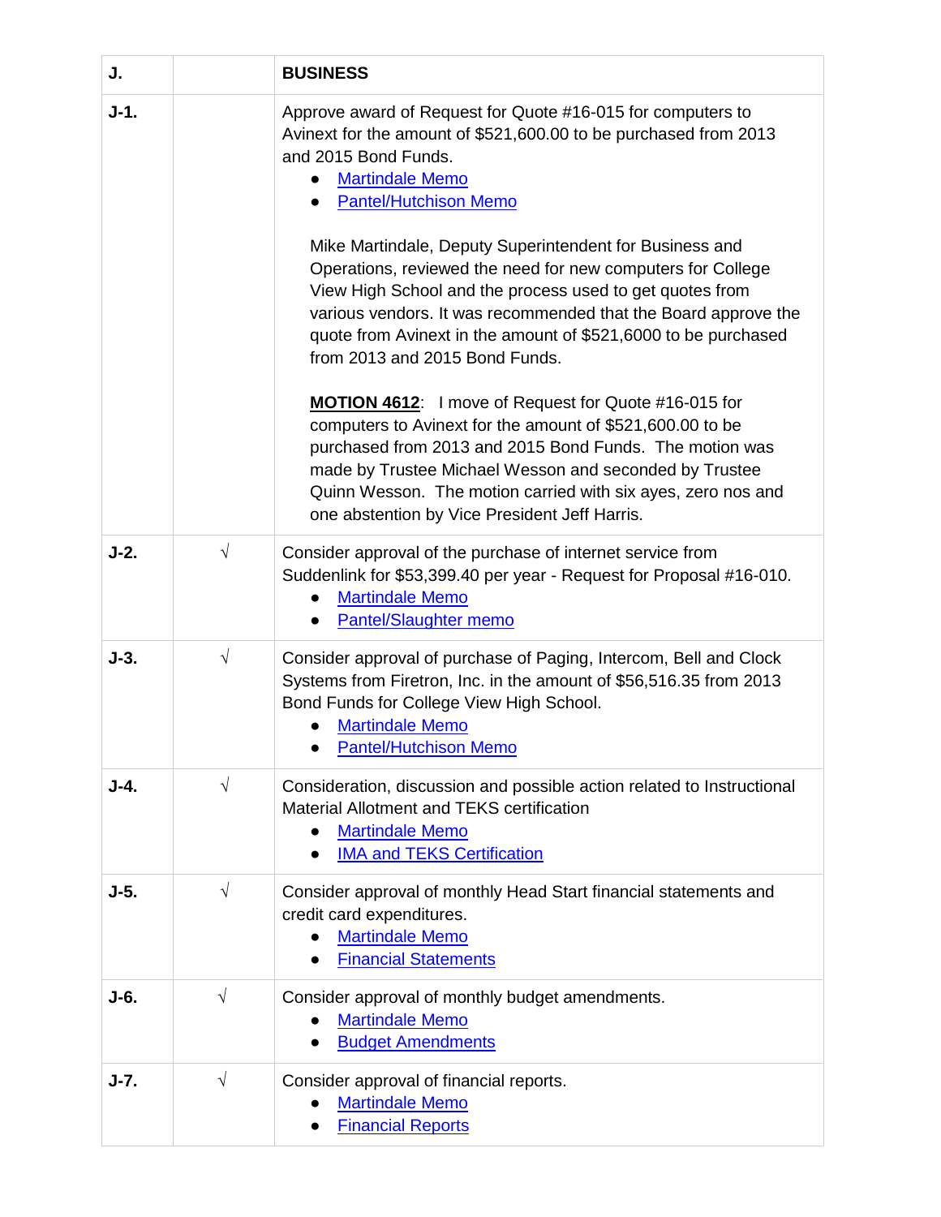| J. | | BUSINESS |
|---|---|---|
| J-1. | | Approve award of Request for Quote #16-015 for computers to Avinext for the amount of $521,600.00 to be purchased from 2013 and 2015 Bond Funds.<br>• Martindale Memo<br>• Pantel/Hutchison Memo<br><br>Mike Martindale, Deputy Superintendent for Business and Operations, reviewed the need for new computers for College View High School and the process used to get quotes from various vendors. It was recommended that the Board approve the quote from Avinext in the amount of $521,6000 to be purchased from 2013 and 2015 Bond Funds.<br><br>**MOTION 4612**: I move of Request for Quote #16-015 for computers to Avinext for the amount of $521,600.00 to be purchased from 2013 and 2015 Bond Funds. The motion was made by Trustee Michael Wesson and seconded by Trustee Quinn Wesson. The motion carried with six ayes, zero nos and one abstention by Vice President Jeff Harris. |
| J-2. | √ | Consider approval of the purchase of internet service from Suddenlink for $53,399.40 per year - Request for Proposal #16-010.<br>• Martindale Memo<br>• Pantel/Slaughter memo |
| J-3. | √ | Consider approval of purchase of Paging, Intercom, Bell and Clock Systems from Firetron, Inc. in the amount of $56,516.35 from 2013 Bond Funds for College View High School.<br>• Martindale Memo<br>• Pantel/Hutchison Memo |
| J-4. | √ | Consideration, discussion and possible action related to Instructional Material Allotment and TEKS certification<br>• Martindale Memo<br>• IMA and TEKS Certification |
| J-5. | √ | Consider approval of monthly Head Start financial statements and credit card expenditures.<br>• Martindale Memo<br>• Financial Statements |
| J-6. | √ | Consider approval of monthly budget amendments.<br>• Martindale Memo<br>• Budget Amendments |
| J-7. | √ | Consider approval of financial reports.<br>• Martindale Memo<br>• Financial Reports |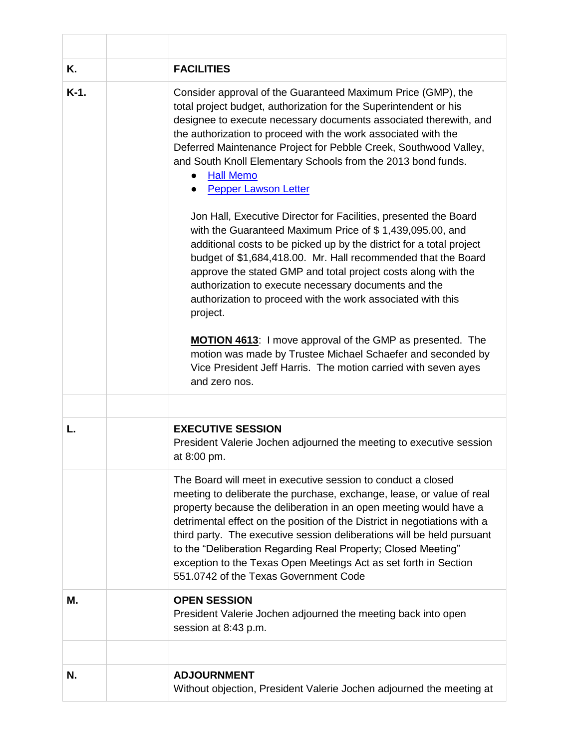| | | |
|---|---|---|
| **K.** | | **FACILITIES** |
| **K-1.** | | Consider approval of the Guaranteed Maximum Price (GMP), the total project budget, authorization for the Superintendent or his designee to execute necessary documents associated therewith, and the authorization to proceed with the work associated with the Deferred Maintenance Project for Pebble Creek, Southwood Valley, and South Knoll Elementary Schools from the 2013 bond funds.<br>● Hall Memo<br>● Pepper Lawson Letter<br><br>Jon Hall, Executive Director for Facilities, presented the Board with the Guaranteed Maximum Price of $ 1,439,095.00, and additional costs to be picked up by the district for a total project budget of $1,684,418.00. Mr. Hall recommended that the Board approve the stated GMP and total project costs along with the authorization to execute necessary documents and the authorization to proceed with the work associated with this project.<br><br>**MOTION 4613**: I move approval of the GMP as presented. The motion was made by Trustee Michael Schaefer and seconded by Vice President Jeff Harris. The motion carried with seven ayes and zero nos. |
| | | |
| **L.** | | **EXECUTIVE SESSION**<br>President Valerie Jochen adjourned the meeting to executive session at 8:00 pm. |
| | | The Board will meet in executive session to conduct a closed meeting to deliberate the purchase, exchange, lease, or value of real property because the deliberation in an open meeting would have a detrimental effect on the position of the District in negotiations with a third party. The executive session deliberations will be held pursuant to the "Deliberation Regarding Real Property; Closed Meeting" exception to the Texas Open Meetings Act as set forth in Section 551.0742 of the Texas Government Code |
| **M.** | | **OPEN SESSION**<br>President Valerie Jochen adjourned the meeting back into open session at 8:43 p.m. |
| | | |
| **N.** | | **ADJOURNMENT**<br>Without objection, President Valerie Jochen adjourned the meeting at |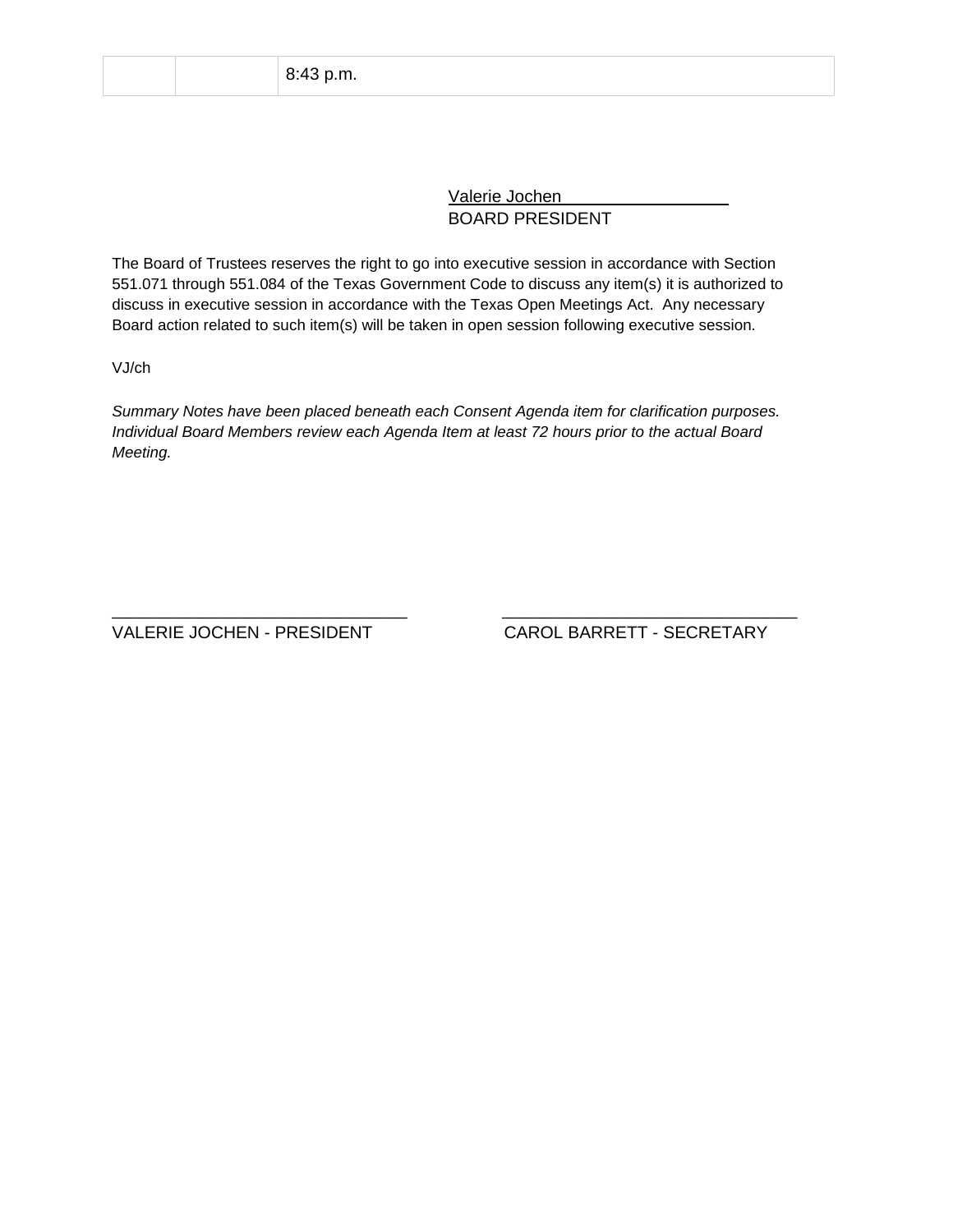| | | |
|---|---|---|
| | | 8:43 p.m. |

Valerie Jochen
BOARD PRESIDENT

The Board of Trustees reserves the right to go into executive session in accordance with Section 551.071 through 551.084 of the Texas Government Code to discuss any item(s) it is authorized to discuss in executive session in accordance with the Texas Open Meetings Act. Any necessary Board action related to such item(s) will be taken in open session following executive session.

VJ/ch

*Summary Notes have been placed beneath each Consent Agenda item for clarification purposes. Individual Board Members review each Agenda Item at least 72 hours prior to the actual Board Meeting.*

______________________________ VALERIE JOCHEN - PRESIDENT

______________________________ CAROL BARRETT - SECRETARY